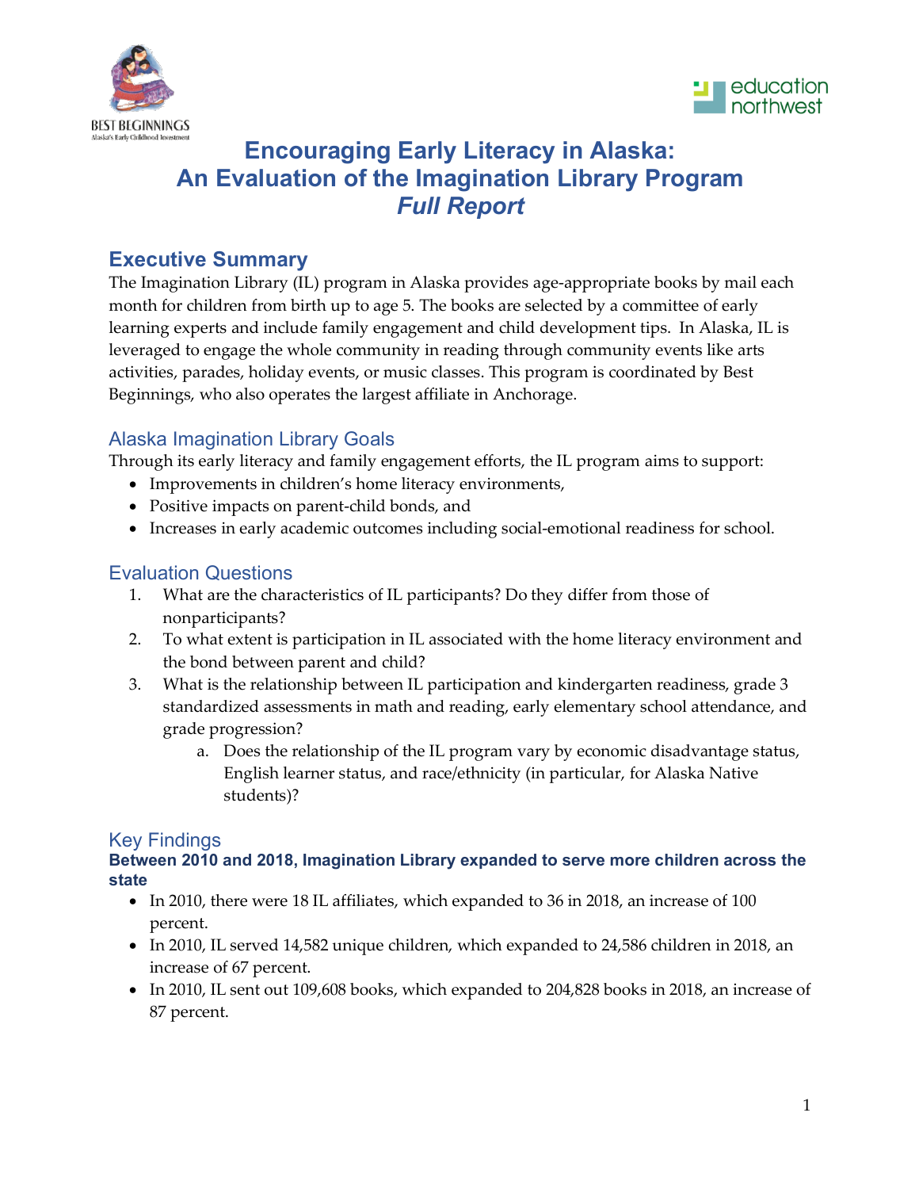# Encouraging Early Literacy in Alaska: An Evaluation of the Imagination Library Program
## *Full Report*

## Executive Summary

The Imagination Library (IL) program in Alaska provides age-appropriate books by mail each month for children from birth up to age 5. The books are selected by a committee of early learning experts and include family engagement and child development tips. In Alaska, IL is leveraged to engage the whole community in reading through community events like arts activities, parades, holiday events, or music classes. This program is coordinated by Best Beginnings, who also operates the largest affiliate in Anchorage.

### Alaska Imagination Library Goals

Through its early literacy and family engagement efforts, the IL program aims to support:

- Improvements in children's home literacy environments,
- Positive impacts on parent-child bonds, and
- Increases in early academic outcomes including social-emotional readiness for school.

### Evaluation Questions

1. What are the characteristics of IL participants? Do they differ from those of nonparticipants?
2. To what extent is participation in IL associated with the home literacy environment and the bond between parent and child?
3. What is the relationship between IL participation and kindergarten readiness, grade 3 standardized assessments in math and reading, early elementary school attendance, and grade progression?
    a. Does the relationship of the IL program vary by economic disadvantage status, English learner status, and race/ethnicity (in particular, for Alaska Native students)?

### Key Findings

**Between 2010 and 2018, Imagination Library expanded to serve more children across the state**

- In 2010, there were 18 IL affiliates, which expanded to 36 in 2018, an increase of 100 percent.
- In 2010, IL served 14,582 unique children, which expanded to 24,586 children in 2018, an increase of 67 percent.
- In 2010, IL sent out 109,608 books, which expanded to 204,828 books in 2018, an increase of 87 percent.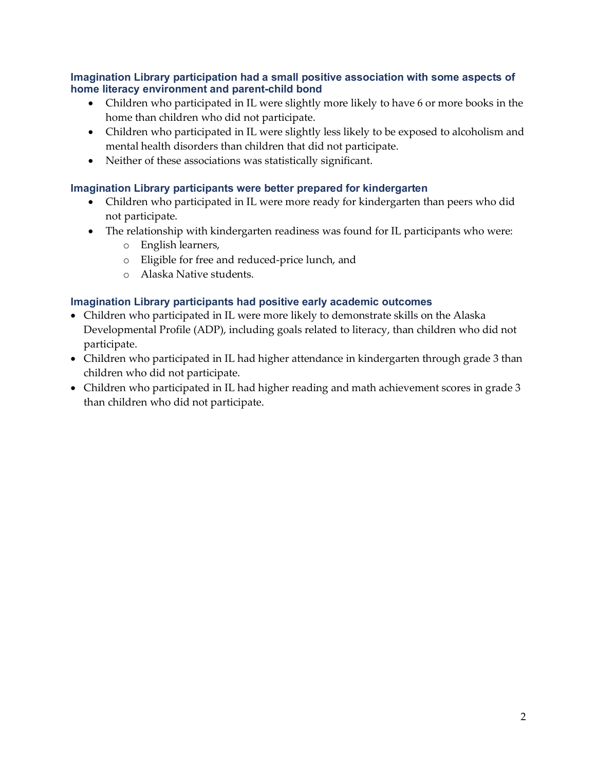### Imagination Library participation had a small positive association with some aspects of home literacy environment and parent-child bond

- Children who participated in IL were slightly more likely to have 6 or more books in the home than children who did not participate.
- Children who participated in IL were slightly less likely to be exposed to alcoholism and mental health disorders than children that did not participate.
- Neither of these associations was statistically significant.

### Imagination Library participants were better prepared for kindergarten

- Children who participated in IL were more ready for kindergarten than peers who did not participate.
- The relationship with kindergarten readiness was found for IL participants who were:
  - English learners,
  - Eligible for free and reduced-price lunch, and
  - Alaska Native students.

### Imagination Library participants had positive early academic outcomes

- Children who participated in IL were more likely to demonstrate skills on the Alaska Developmental Profile (ADP), including goals related to literacy, than children who did not participate.
- Children who participated in IL had higher attendance in kindergarten through grade 3 than children who did not participate.
- Children who participated in IL had higher reading and math achievement scores in grade 3 than children who did not participate.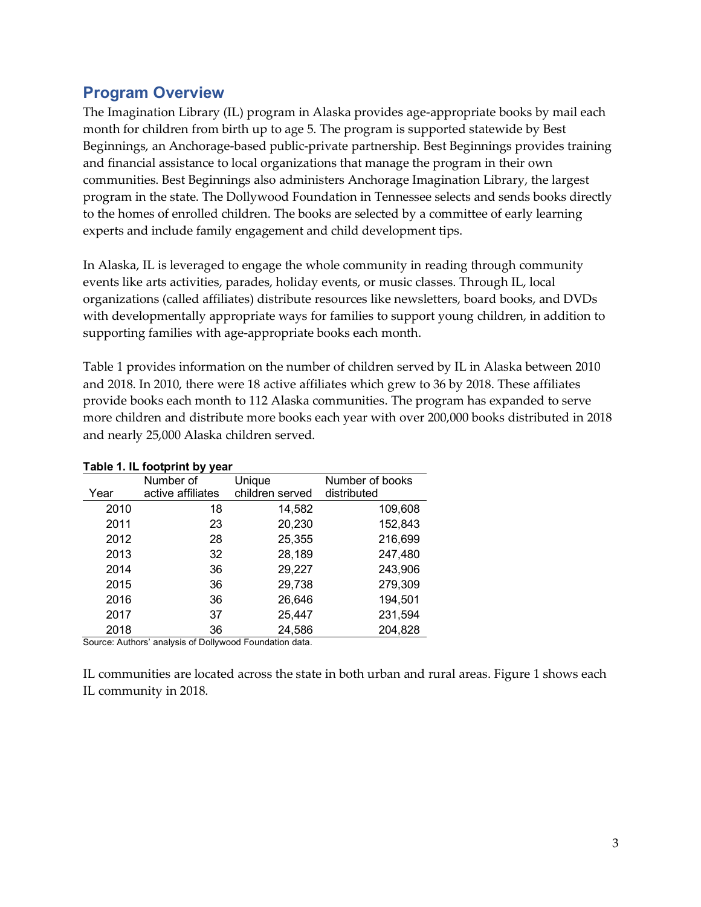## Program Overview

The Imagination Library (IL) program in Alaska provides age-appropriate books by mail each month for children from birth up to age 5. The program is supported statewide by Best Beginnings, an Anchorage-based public-private partnership. Best Beginnings provides training and financial assistance to local organizations that manage the program in their own communities. Best Beginnings also administers Anchorage Imagination Library, the largest program in the state. The Dollywood Foundation in Tennessee selects and sends books directly to the homes of enrolled children. The books are selected by a committee of early learning experts and include family engagement and child development tips.

In Alaska, IL is leveraged to engage the whole community in reading through community events like arts activities, parades, holiday events, or music classes. Through IL, local organizations (called affiliates) distribute resources like newsletters, board books, and DVDs with developmentally appropriate ways for families to support young children, in addition to supporting families with age-appropriate books each month.

Table 1 provides information on the number of children served by IL in Alaska between 2010 and 2018. In 2010, there were 18 active affiliates which grew to 36 by 2018. These affiliates provide books each month to 112 Alaska communities. The program has expanded to serve more children and distribute more books each year with over 200,000 books distributed in 2018 and nearly 25,000 Alaska children served.

**Table 1. IL footprint by year**

| Year | Number of active affiliates | Unique children served | Number of books distributed |
|---|---|---|---|
| 2010 | 18 | 14,582 | 109,608 |
| 2011 | 23 | 20,230 | 152,843 |
| 2012 | 28 | 25,355 | 216,699 |
| 2013 | 32 | 28,189 | 247,480 |
| 2014 | 36 | 29,227 | 243,906 |
| 2015 | 36 | 29,738 | 279,309 |
| 2016 | 36 | 26,646 | 194,501 |
| 2017 | 37 | 25,447 | 231,594 |
| 2018 | 36 | 24,586 | 204,828 |

Source: Authors' analysis of Dollywood Foundation data.

IL communities are located across the state in both urban and rural areas. Figure 1 shows each IL community in 2018.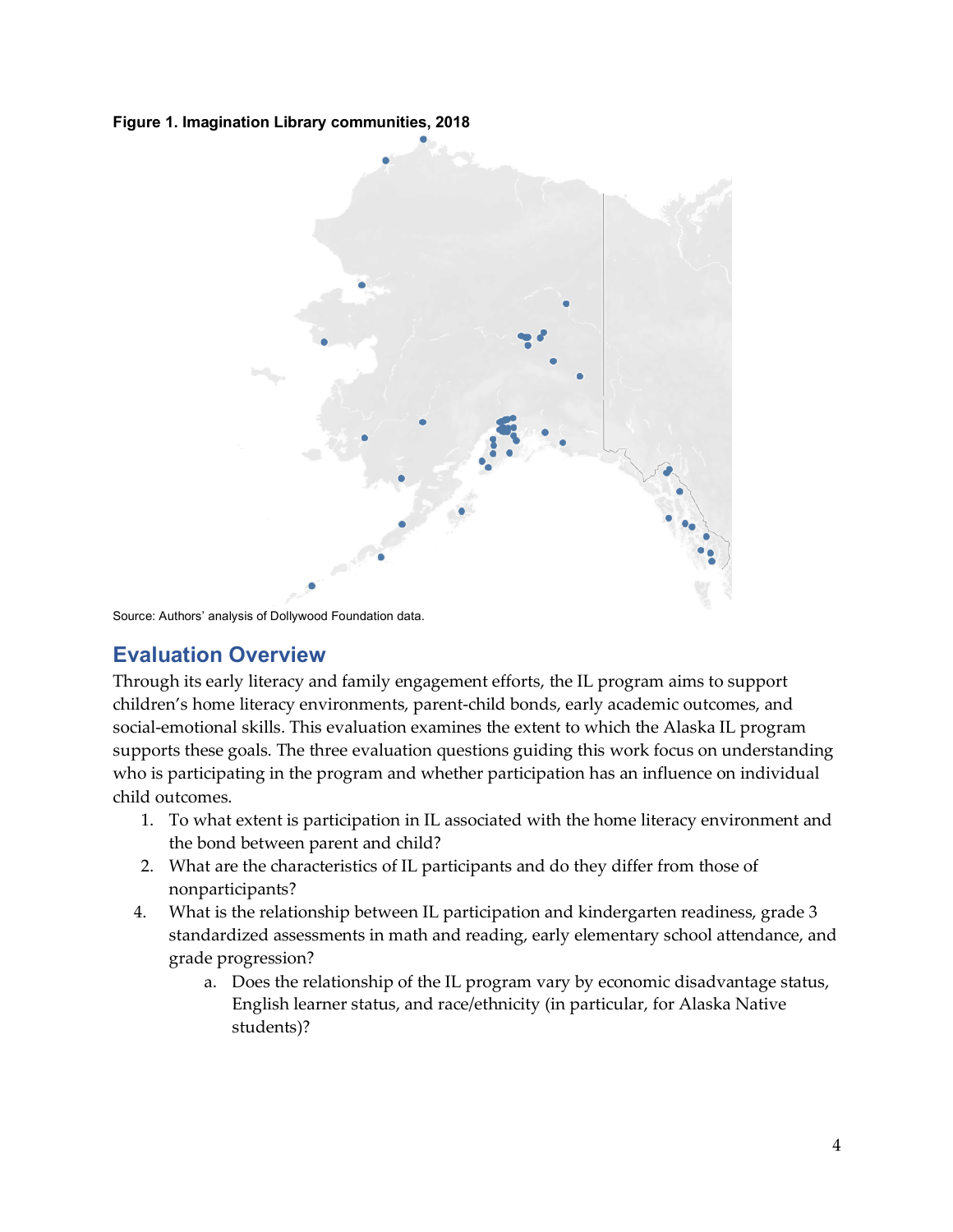**Figure 1. Imagination Library communities, 2018**

Source: Authors' analysis of Dollywood Foundation data.

## Evaluation Overview

Through its early literacy and family engagement efforts, the IL program aims to support children's home literacy environments, parent-child bonds, early academic outcomes, and social-emotional skills. This evaluation examines the extent to which the Alaska IL program supports these goals. The three evaluation questions guiding this work focus on understanding who is participating in the program and whether participation has an influence on individual child outcomes.

1. To what extent is participation in IL associated with the home literacy environment and the bond between parent and child?
2. What are the characteristics of IL participants and do they differ from those of nonparticipants?
4. What is the relationship between IL participation and kindergarten readiness, grade 3 standardized assessments in math and reading, early elementary school attendance, and grade progression?
   a. Does the relationship of the IL program vary by economic disadvantage status, English learner status, and race/ethnicity (in particular, for Alaska Native students)?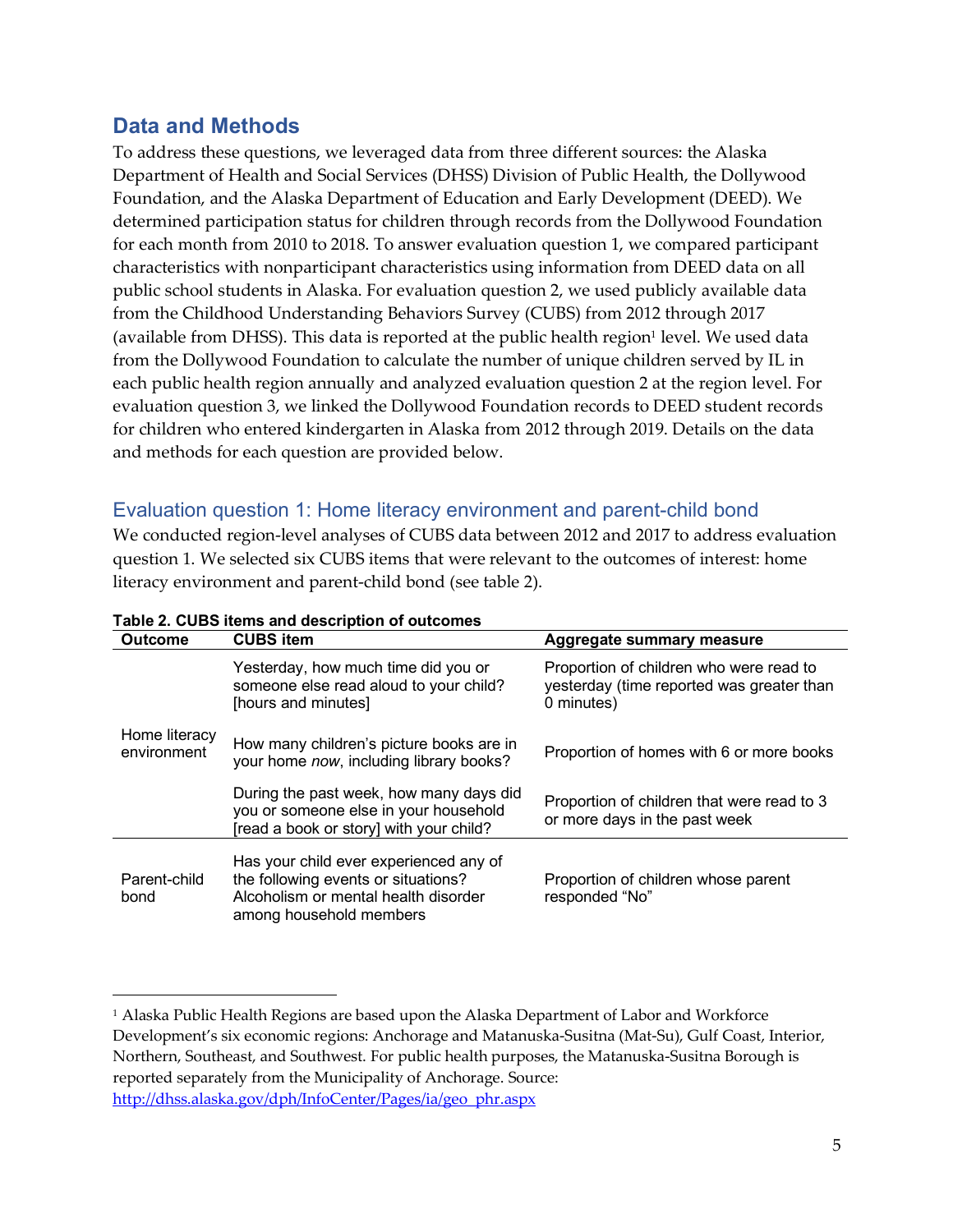## Data and Methods

To address these questions, we leveraged data from three different sources: the Alaska Department of Health and Social Services (DHSS) Division of Public Health, the Dollywood Foundation, and the Alaska Department of Education and Early Development (DEED). We determined participation status for children through records from the Dollywood Foundation for each month from 2010 to 2018. To answer evaluation question 1, we compared participant characteristics with nonparticipant characteristics using information from DEED data on all public school students in Alaska. For evaluation question 2, we used publicly available data from the Childhood Understanding Behaviors Survey (CUBS) from 2012 through 2017 (available from DHSS). This data is reported at the public health region[1] level. We used data from the Dollywood Foundation to calculate the number of unique children served by IL in each public health region annually and analyzed evaluation question 2 at the region level. For evaluation question 3, we linked the Dollywood Foundation records to DEED student records for children who entered kindergarten in Alaska from 2012 through 2019. Details on the data and methods for each question are provided below.

### Evaluation question 1: Home literacy environment and parent-child bond

We conducted region-level analyses of CUBS data between 2012 and 2017 to address evaluation question 1. We selected six CUBS items that were relevant to the outcomes of interest: home literacy environment and parent-child bond (see table 2).

**Table 2. CUBS items and description of outcomes**

| Outcome | CUBS item | Aggregate summary measure |
|---|---|---|
| Home literacy environment | Yesterday, how much time did you or someone else read aloud to your child? [hours and minutes] | Proportion of children who were read to yesterday (time reported was greater than 0 minutes) |
| | How many children's picture books are in your home *now*, including library books? | Proportion of homes with 6 or more books |
| | During the past week, how many days did you or someone else in your household [read a book or story] with your child? | Proportion of children that were read to 3 or more days in the past week |
| Parent-child bond | Has your child ever experienced any of the following events or situations? Alcoholism or mental health disorder among household members | Proportion of children whose parent responded "No" |

[1] Alaska Public Health Regions are based upon the Alaska Department of Labor and Workforce Development's six economic regions: Anchorage and Matanuska-Susitna (Mat-Su), Gulf Coast, Interior, Northern, Southeast, and Southwest. For public health purposes, the Matanuska-Susitna Borough is reported separately from the Municipality of Anchorage. Source: http://dhss.alaska.gov/dph/InfoCenter/Pages/ia/geo_phr.aspx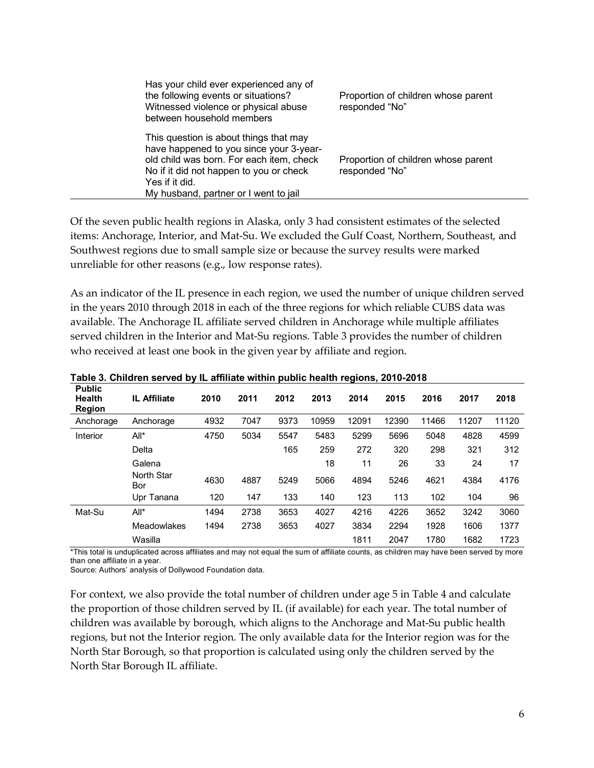| | |
|---|---|
| Has your child ever experienced any of the following events or situations? Witnessed violence or physical abuse between household members | Proportion of children whose parent responded “No” |
| This question is about things that may have happened to you since your 3-year-old child was born. For each item, check No if it did not happen to you or check Yes if it did. My husband, partner or I went to jail | Proportion of children whose parent responded “No” |

Of the seven public health regions in Alaska, only 3 had consistent estimates of the selected items: Anchorage, Interior, and Mat-Su. We excluded the Gulf Coast, Northern, Southeast, and Southwest regions due to small sample size or because the survey results were marked unreliable for other reasons (e.g., low response rates).

As an indicator of the IL presence in each region, we used the number of unique children served in the years 2010 through 2018 in each of the three regions for which reliable CUBS data was available. The Anchorage IL affiliate served children in Anchorage while multiple affiliates served children in the Interior and Mat-Su regions. Table 3 provides the number of children who received at least one book in the given year by affiliate and region.

**Table 3. Children served by IL affiliate within public health regions, 2010-2018**

| Public Health Region | IL Affiliate | 2010 | 2011 | 2012 | 2013 | 2014 | 2015 | 2016 | 2017 | 2018 |
|---|---|---|---|---|---|---|---|---|---|---|
| Anchorage | Anchorage | 4932 | 7047 | 9373 | 10959 | 12091 | 12390 | 11466 | 11207 | 11120 |
| Interior | All* | 4750 | 5034 | 5547 | 5483 | 5299 | 5696 | 5048 | 4828 | 4599 |
| | Delta | | | 165 | 259 | 272 | 320 | 298 | 321 | 312 |
| | Galena | | | | 18 | 11 | 26 | 33 | 24 | 17 |
| | North Star Bor | 4630 | 4887 | 5249 | 5066 | 4894 | 5246 | 4621 | 4384 | 4176 |
| | Upr Tanana | 120 | 147 | 133 | 140 | 123 | 113 | 102 | 104 | 96 |
| Mat-Su | All* | 1494 | 2738 | 3653 | 4027 | 4216 | 4226 | 3652 | 3242 | 3060 |
| | Meadowlakes | 1494 | 2738 | 3653 | 4027 | 3834 | 2294 | 1928 | 1606 | 1377 |
| | Wasilla | | | | | 1811 | 2047 | 1780 | 1682 | 1723 |

*This total is unduplicated across affiliates and may not equal the sum of affiliate counts, as children may have been served by more than one affiliate in a year.

Source: Authors’ analysis of Dollywood Foundation data.

For context, we also provide the total number of children under age 5 in Table 4 and calculate the proportion of those children served by IL (if available) for each year. The total number of children was available by borough, which aligns to the Anchorage and Mat-Su public health regions, but not the Interior region. The only available data for the Interior region was for the North Star Borough, so that proportion is calculated using only the children served by the North Star Borough IL affiliate.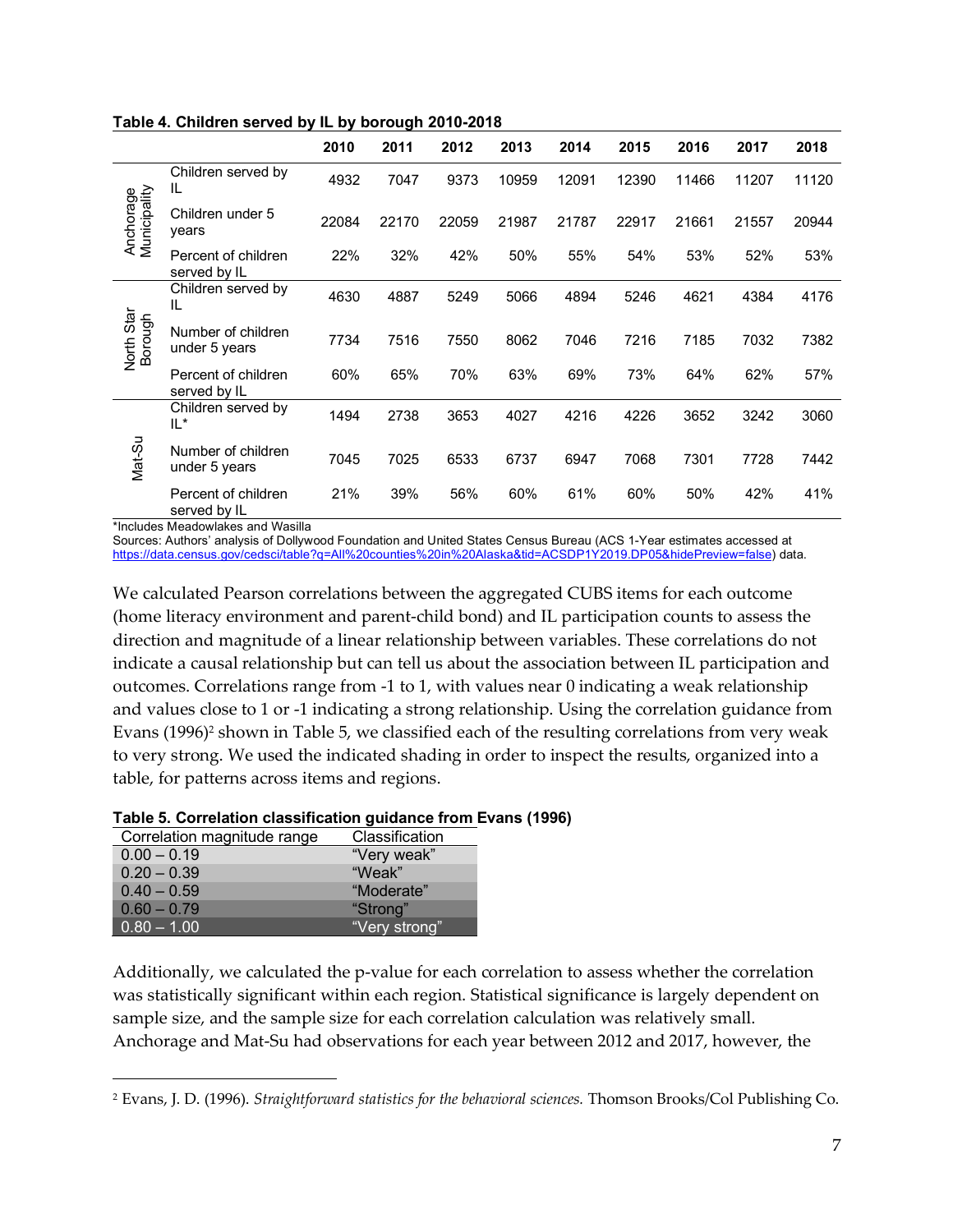**Table 4. Children served by IL by borough 2010-2018**

| | | 2010 | 2011 | 2012 | 2013 | 2014 | 2015 | 2016 | 2017 | 2018 |
|---|---|---|---|---|---|---|---|---|---|---|
| Anchorage Municipality | Children served by IL | 4932 | 7047 | 9373 | 10959 | 12091 | 12390 | 11466 | 11207 | 11120 |
| | Children under 5 years | 22084 | 22170 | 22059 | 21987 | 21787 | 22917 | 21661 | 21557 | 20944 |
| | Percent of children served by IL | 22% | 32% | 42% | 50% | 55% | 54% | 53% | 52% | 53% |
| North Star Borough | Children served by IL | 4630 | 4887 | 5249 | 5066 | 4894 | 5246 | 4621 | 4384 | 4176 |
| | Number of children under 5 years | 7734 | 7516 | 7550 | 8062 | 7046 | 7216 | 7185 | 7032 | 7382 |
| | Percent of children served by IL | 60% | 65% | 70% | 63% | 69% | 73% | 64% | 62% | 57% |
| Mat-Su | Children served by IL* | 1494 | 2738 | 3653 | 4027 | 4216 | 4226 | 3652 | 3242 | 3060 |
| | Number of children under 5 years | 7045 | 7025 | 6533 | 6737 | 6947 | 7068 | 7301 | 7728 | 7442 |
| | Percent of children served by IL | 21% | 39% | 56% | 60% | 61% | 60% | 50% | 42% | 41% |

*Includes Meadowlakes and Wasilla

Sources: Authors' analysis of Dollywood Foundation and United States Census Bureau (ACS 1-Year estimates accessed at https://data.census.gov/cedsci/table?q=All%20counties%20in%20Alaska&tid=ACSDP1Y2019.DP05&hidePreview=false) data.

We calculated Pearson correlations between the aggregated CUBS items for each outcome (home literacy environment and parent-child bond) and IL participation counts to assess the direction and magnitude of a linear relationship between variables. These correlations do not indicate a causal relationship but can tell us about the association between IL participation and outcomes. Correlations range from -1 to 1, with values near 0 indicating a weak relationship and values close to 1 or -1 indicating a strong relationship. Using the correlation guidance from Evans (1996)[2] shown in Table 5, we classified each of the resulting correlations from very weak to very strong. We used the indicated shading in order to inspect the results, organized into a table, for patterns across items and regions.

**Table 5. Correlation classification guidance from Evans (1996)**

| Correlation magnitude range | Classification |
|---|---|
| 0.00 – 0.19 | "Very weak" |
| 0.20 – 0.39 | "Weak" |
| 0.40 – 0.59 | "Moderate" |
| 0.60 – 0.79 | "Strong" |
| 0.80 – 1.00 | "Very strong" |

Additionally, we calculated the p-value for each correlation to assess whether the correlation was statistically significant within each region. Statistical significance is largely dependent on sample size, and the sample size for each correlation calculation was relatively small. Anchorage and Mat-Su had observations for each year between 2012 and 2017, however, the

[2] Evans, J. D. (1996). *Straightforward statistics for the behavioral sciences.* Thomson Brooks/Col Publishing Co.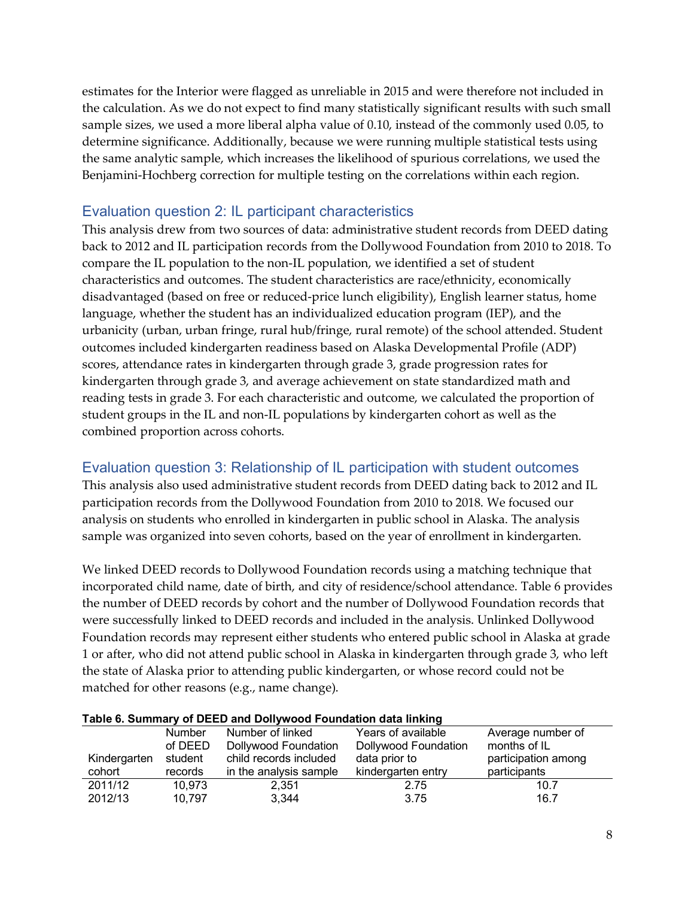estimates for the Interior were flagged as unreliable in 2015 and were therefore not included in the calculation. As we do not expect to find many statistically significant results with such small sample sizes, we used a more liberal alpha value of 0.10, instead of the commonly used 0.05, to determine significance. Additionally, because we were running multiple statistical tests using the same analytic sample, which increases the likelihood of spurious correlations, we used the Benjamini-Hochberg correction for multiple testing on the correlations within each region.

## Evaluation question 2: IL participant characteristics

This analysis drew from two sources of data: administrative student records from DEED dating back to 2012 and IL participation records from the Dollywood Foundation from 2010 to 2018. To compare the IL population to the non-IL population, we identified a set of student characteristics and outcomes. The student characteristics are race/ethnicity, economically disadvantaged (based on free or reduced-price lunch eligibility), English learner status, home language, whether the student has an individualized education program (IEP), and the urbanicity (urban, urban fringe, rural hub/fringe, rural remote) of the school attended. Student outcomes included kindergarten readiness based on Alaska Developmental Profile (ADP) scores, attendance rates in kindergarten through grade 3, grade progression rates for kindergarten through grade 3, and average achievement on state standardized math and reading tests in grade 3. For each characteristic and outcome, we calculated the proportion of student groups in the IL and non-IL populations by kindergarten cohort as well as the combined proportion across cohorts.

## Evaluation question 3: Relationship of IL participation with student outcomes

This analysis also used administrative student records from DEED dating back to 2012 and IL participation records from the Dollywood Foundation from 2010 to 2018. We focused our analysis on students who enrolled in kindergarten in public school in Alaska. The analysis sample was organized into seven cohorts, based on the year of enrollment in kindergarten.

We linked DEED records to Dollywood Foundation records using a matching technique that incorporated child name, date of birth, and city of residence/school attendance. Table 6 provides the number of DEED records by cohort and the number of Dollywood Foundation records that were successfully linked to DEED records and included in the analysis. Unlinked Dollywood Foundation records may represent either students who entered public school in Alaska at grade 1 or after, who did not attend public school in Alaska in kindergarten through grade 3, who left the state of Alaska prior to attending public kindergarten, or whose record could not be matched for other reasons (e.g., name change).

**Table 6. Summary of DEED and Dollywood Foundation data linking**

| Kindergarten cohort | Number of DEED student records | Number of linked Dollywood Foundation child records included in the analysis sample | Years of available Dollywood Foundation data prior to kindergarten entry | Average number of months of IL participation among participants |
|---|---|---|---|---|
| 2011/12 | 10,973 | 2,351 | 2.75 | 10.7 |
| 2012/13 | 10,797 | 3,344 | 3.75 | 16.7 |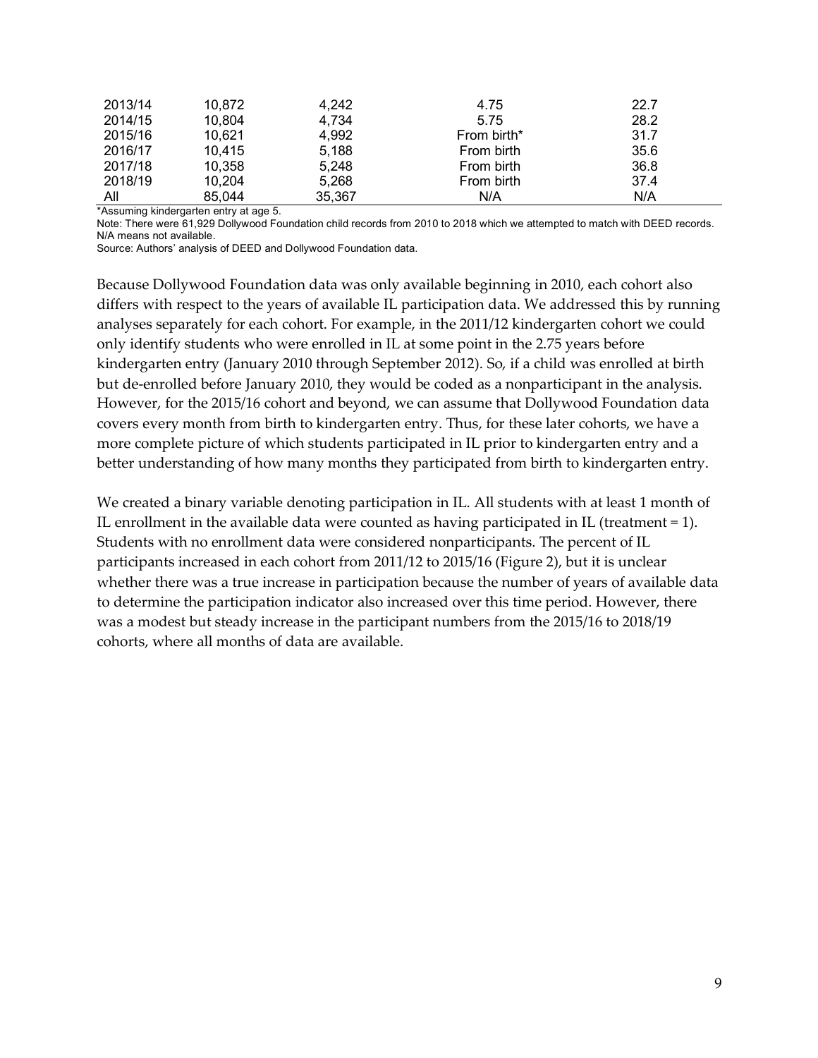| | | | | |
|---|---|---|---|---|
| 2013/14 | 10,872 | 4,242 | 4.75 | 22.7 |
| 2014/15 | 10,804 | 4,734 | 5.75 | 28.2 |
| 2015/16 | 10,621 | 4,992 | From birth* | 31.7 |
| 2016/17 | 10,415 | 5,188 | From birth | 35.6 |
| 2017/18 | 10,358 | 5,248 | From birth | 36.8 |
| 2018/19 | 10,204 | 5,268 | From birth | 37.4 |
| All | 85,044 | 35,367 | N/A | N/A |

*Assuming kindergarten entry at age 5.

Note: There were 61,929 Dollywood Foundation child records from 2010 to 2018 which we attempted to match with DEED records. N/A means not available.

Source: Authors' analysis of DEED and Dollywood Foundation data.

Because Dollywood Foundation data was only available beginning in 2010, each cohort also differs with respect to the years of available IL participation data. We addressed this by running analyses separately for each cohort. For example, in the 2011/12 kindergarten cohort we could only identify students who were enrolled in IL at some point in the 2.75 years before kindergarten entry (January 2010 through September 2012). So, if a child was enrolled at birth but de-enrolled before January 2010, they would be coded as a nonparticipant in the analysis. However, for the 2015/16 cohort and beyond, we can assume that Dollywood Foundation data covers every month from birth to kindergarten entry. Thus, for these later cohorts, we have a more complete picture of which students participated in IL prior to kindergarten entry and a better understanding of how many months they participated from birth to kindergarten entry.

We created a binary variable denoting participation in IL. All students with at least 1 month of IL enrollment in the available data were counted as having participated in IL (treatment = 1). Students with no enrollment data were considered nonparticipants. The percent of IL participants increased in each cohort from 2011/12 to 2015/16 (Figure 2), but it is unclear whether there was a true increase in participation because the number of years of available data to determine the participation indicator also increased over this time period. However, there was a modest but steady increase in the participant numbers from the 2015/16 to 2018/19 cohorts, where all months of data are available.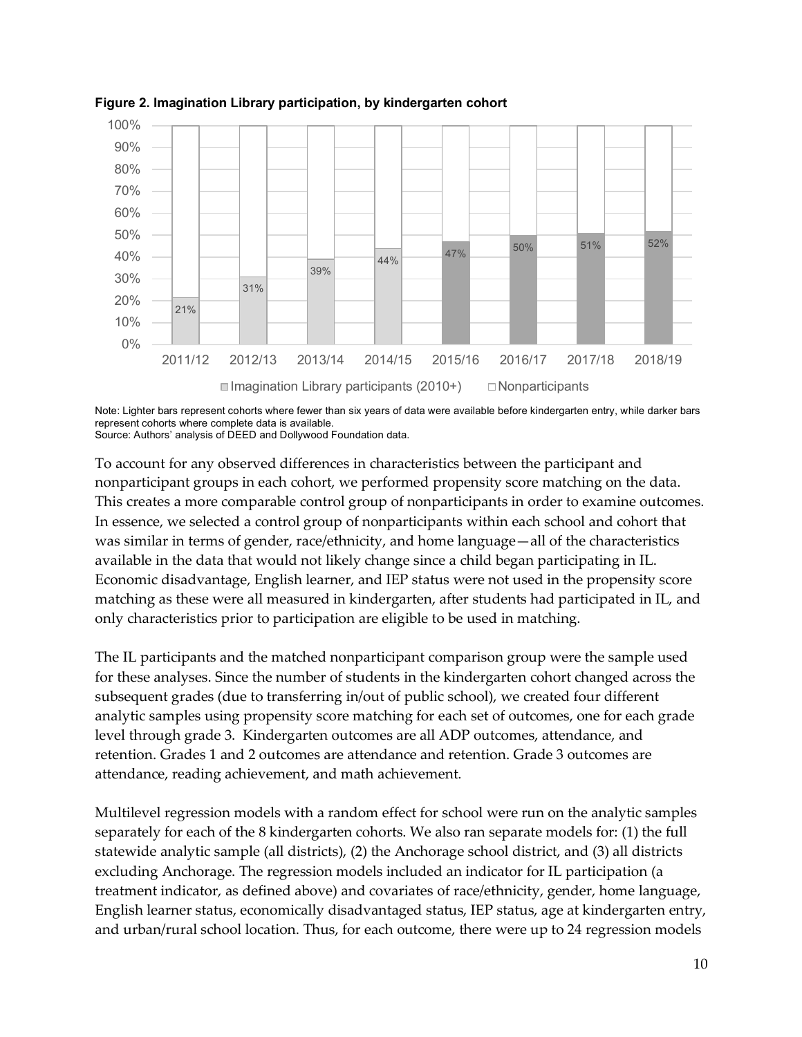**Figure 2. Imagination Library participation, by kindergarten cohort**

| Kindergarten cohort | Imagination Library participants (2010+) |
|---|---|
| 2011/12 | 21% |
| 2012/13 | 31% |
| 2013/14 | 39% |
| 2014/15 | 44% |
| 2015/16 | 47% |
| 2016/17 | 50% |
| 2017/18 | 51% |
| 2018/19 | 52% |

Note: Lighter bars represent cohorts where fewer than six years of data were available before kindergarten entry, while darker bars represent cohorts where complete data is available.
Source: Authors' analysis of DEED and Dollywood Foundation data.

To account for any observed differences in characteristics between the participant and nonparticipant groups in each cohort, we performed propensity score matching on the data. This creates a more comparable control group of nonparticipants in order to examine outcomes. In essence, we selected a control group of nonparticipants within each school and cohort that was similar in terms of gender, race/ethnicity, and home language—all of the characteristics available in the data that would not likely change since a child began participating in IL. Economic disadvantage, English learner, and IEP status were not used in the propensity score matching as these were all measured in kindergarten, after students had participated in IL, and only characteristics prior to participation are eligible to be used in matching.

The IL participants and the matched nonparticipant comparison group were the sample used for these analyses. Since the number of students in the kindergarten cohort changed across the subsequent grades (due to transferring in/out of public school), we created four different analytic samples using propensity score matching for each set of outcomes, one for each grade level through grade 3. Kindergarten outcomes are all ADP outcomes, attendance, and retention. Grades 1 and 2 outcomes are attendance and retention. Grade 3 outcomes are attendance, reading achievement, and math achievement.

Multilevel regression models with a random effect for school were run on the analytic samples separately for each of the 8 kindergarten cohorts. We also ran separate models for: (1) the full statewide analytic sample (all districts), (2) the Anchorage school district, and (3) all districts excluding Anchorage. The regression models included an indicator for IL participation (a treatment indicator, as defined above) and covariates of race/ethnicity, gender, home language, English learner status, economically disadvantaged status, IEP status, age at kindergarten entry, and urban/rural school location. Thus, for each outcome, there were up to 24 regression models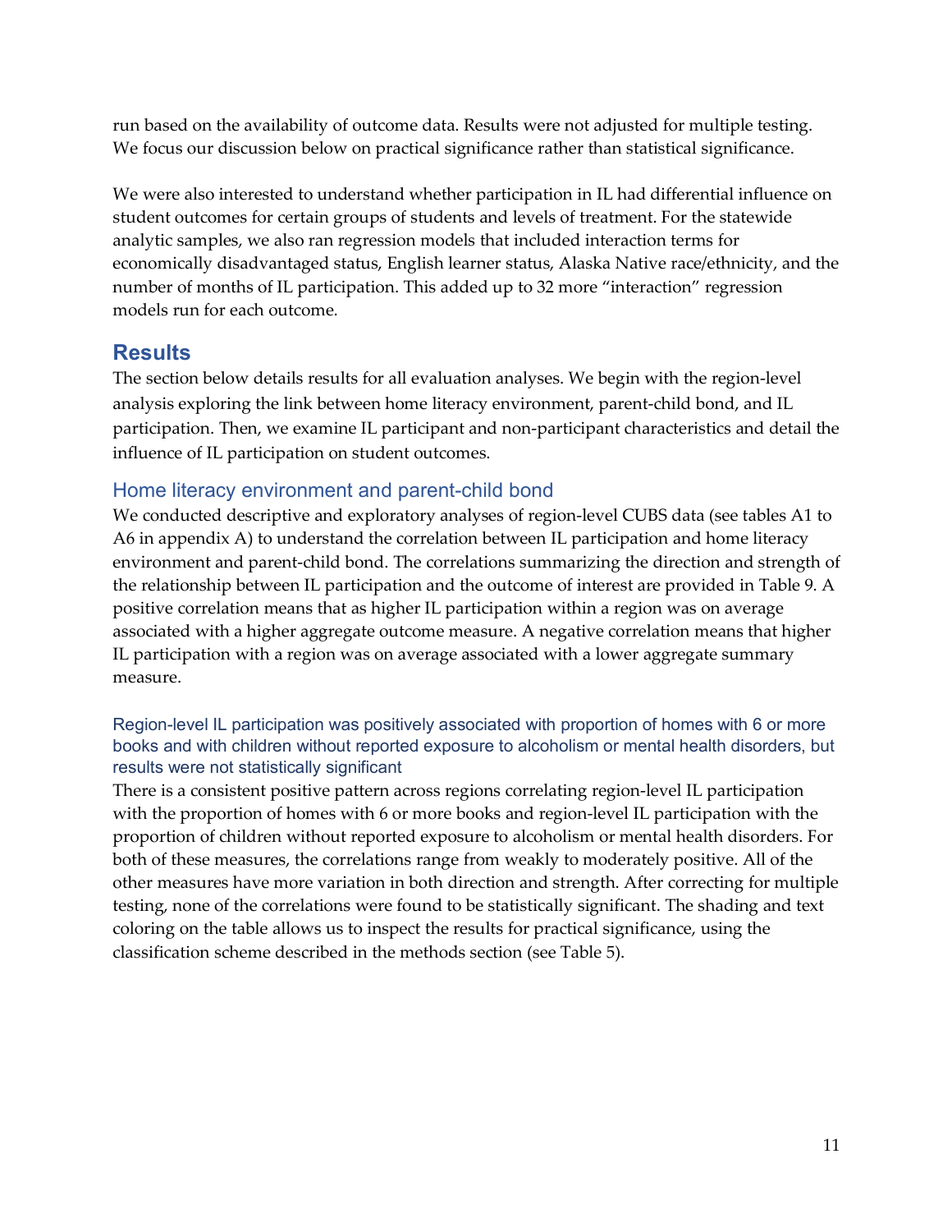run based on the availability of outcome data. Results were not adjusted for multiple testing. We focus our discussion below on practical significance rather than statistical significance.

We were also interested to understand whether participation in IL had differential influence on student outcomes for certain groups of students and levels of treatment. For the statewide analytic samples, we also ran regression models that included interaction terms for economically disadvantaged status, English learner status, Alaska Native race/ethnicity, and the number of months of IL participation. This added up to 32 more "interaction" regression models run for each outcome.

## Results

The section below details results for all evaluation analyses. We begin with the region-level analysis exploring the link between home literacy environment, parent-child bond, and IL participation. Then, we examine IL participant and non-participant characteristics and detail the influence of IL participation on student outcomes.

### Home literacy environment and parent-child bond

We conducted descriptive and exploratory analyses of region-level CUBS data (see tables A1 to A6 in appendix A) to understand the correlation between IL participation and home literacy environment and parent-child bond. The correlations summarizing the direction and strength of the relationship between IL participation and the outcome of interest are provided in Table 9. A positive correlation means that as higher IL participation within a region was on average associated with a higher aggregate outcome measure. A negative correlation means that higher IL participation with a region was on average associated with a lower aggregate summary measure.

#### Region-level IL participation was positively associated with proportion of homes with 6 or more books and with children without reported exposure to alcoholism or mental health disorders, but results were not statistically significant

There is a consistent positive pattern across regions correlating region-level IL participation with the proportion of homes with 6 or more books and region-level IL participation with the proportion of children without reported exposure to alcoholism or mental health disorders. For both of these measures, the correlations range from weakly to moderately positive. All of the other measures have more variation in both direction and strength. After correcting for multiple testing, none of the correlations were found to be statistically significant. The shading and text coloring on the table allows us to inspect the results for practical significance, using the classification scheme described in the methods section (see Table 5).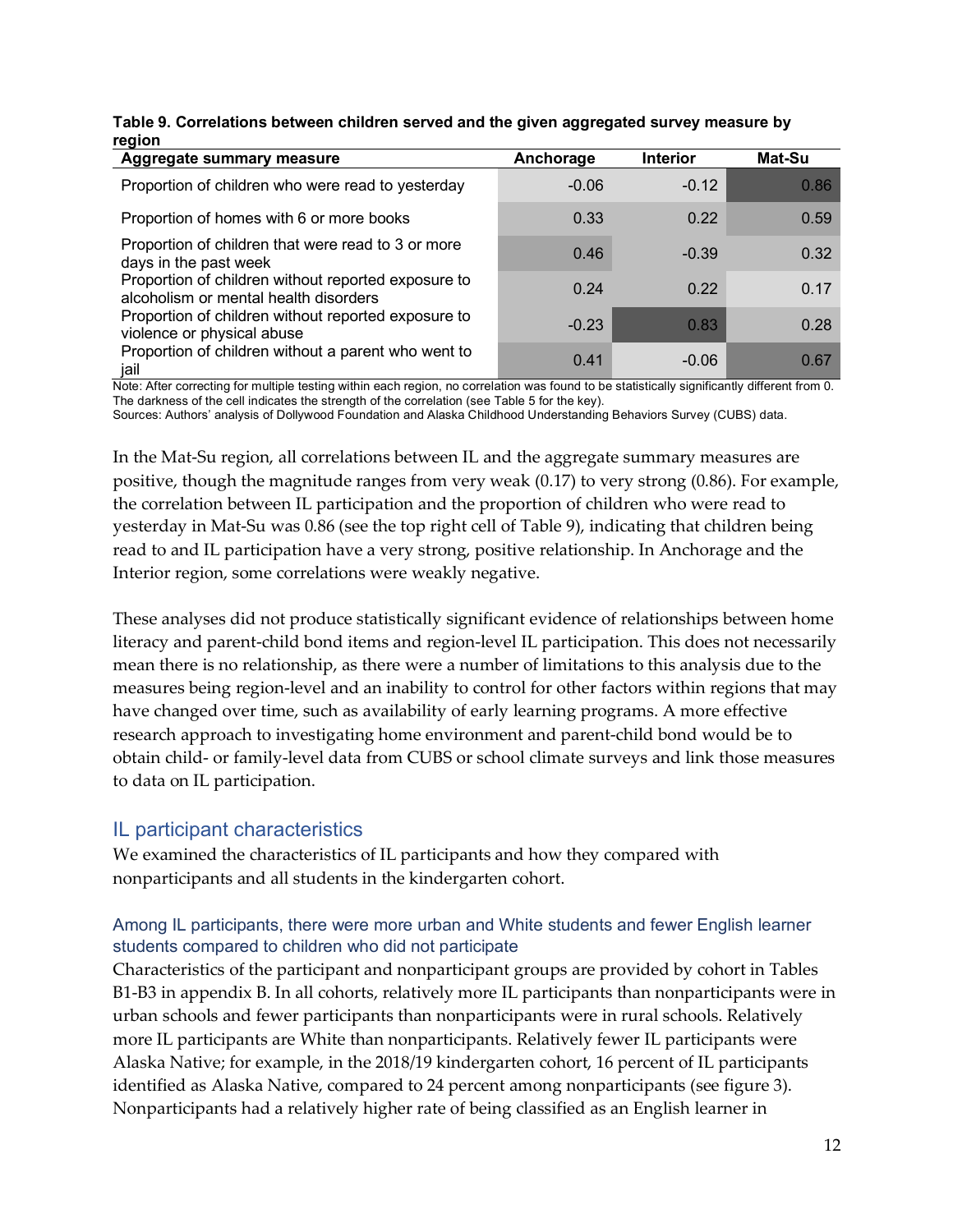**Table 9. Correlations between children served and the given aggregated survey measure by region**

| Aggregate summary measure | Anchorage | Interior | Mat-Su |
|---|---|---|---|
| Proportion of children who were read to yesterday | -0.06 | -0.12 | 0.86 |
| Proportion of homes with 6 or more books | 0.33 | 0.22 | 0.59 |
| Proportion of children that were read to 3 or more days in the past week | 0.46 | -0.39 | 0.32 |
| Proportion of children without reported exposure to alcoholism or mental health disorders | 0.24 | 0.22 | 0.17 |
| Proportion of children without reported exposure to violence or physical abuse | -0.23 | 0.83 | 0.28 |
| Proportion of children without a parent who went to jail | 0.41 | -0.06 | 0.67 |

Note: After correcting for multiple testing within each region, no correlation was found to be statistically significantly different from 0. The darkness of the cell indicates the strength of the correlation (see Table 5 for the key).
Sources: Authors' analysis of Dollywood Foundation and Alaska Childhood Understanding Behaviors Survey (CUBS) data.

In the Mat-Su region, all correlations between IL and the aggregate summary measures are positive, though the magnitude ranges from very weak (0.17) to very strong (0.86). For example, the correlation between IL participation and the proportion of children who were read to yesterday in Mat-Su was 0.86 (see the top right cell of Table 9), indicating that children being read to and IL participation have a very strong, positive relationship. In Anchorage and the Interior region, some correlations were weakly negative.

These analyses did not produce statistically significant evidence of relationships between home literacy and parent-child bond items and region-level IL participation. This does not necessarily mean there is no relationship, as there were a number of limitations to this analysis due to the measures being region-level and an inability to control for other factors within regions that may have changed over time, such as availability of early learning programs. A more effective research approach to investigating home environment and parent-child bond would be to obtain child- or family-level data from CUBS or school climate surveys and link those measures to data on IL participation.

## IL participant characteristics

We examined the characteristics of IL participants and how they compared with nonparticipants and all students in the kindergarten cohort.

### Among IL participants, there were more urban and White students and fewer English learner students compared to children who did not participate

Characteristics of the participant and nonparticipant groups are provided by cohort in Tables B1-B3 in appendix B. In all cohorts, relatively more IL participants than nonparticipants were in urban schools and fewer participants than nonparticipants were in rural schools. Relatively more IL participants are White than nonparticipants. Relatively fewer IL participants were Alaska Native; for example, in the 2018/19 kindergarten cohort, 16 percent of IL participants identified as Alaska Native, compared to 24 percent among nonparticipants (see figure 3). Nonparticipants had a relatively higher rate of being classified as an English learner in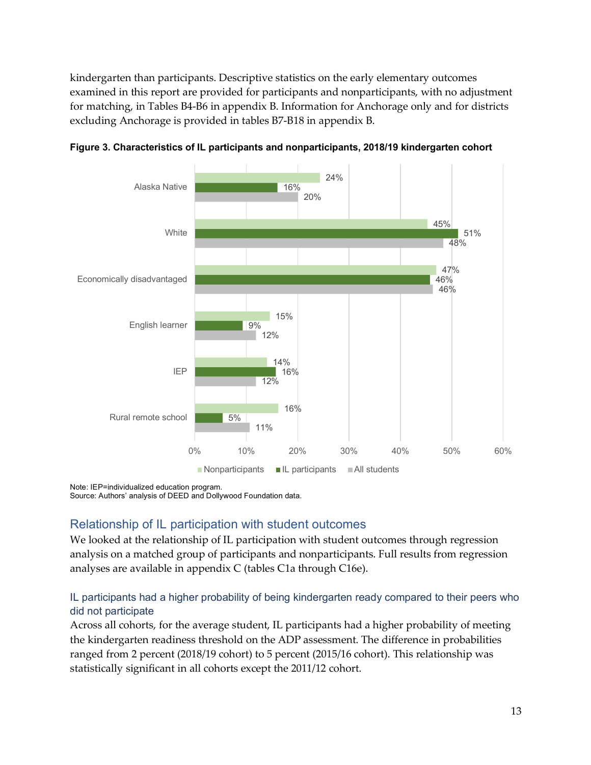kindergarten than participants. Descriptive statistics on the early elementary outcomes examined in this report are provided for participants and nonparticipants, with no adjustment for matching, in Tables B4-B6 in appendix B. Information for Anchorage only and for districts excluding Anchorage is provided in tables B7-B18 in appendix B.

**Figure 3. Characteristics of IL participants and nonparticipants, 2018/19 kindergarten cohort**

| | Nonparticipants | IL participants | All students |
|---|---|---|---|
| Alaska Native | 24% | 16% | 20% |
| White | 45% | 51% | 48% |
| Economically disadvantaged | 47% | 46% | 46% |
| English learner | 15% | 9% | 12% |
| IEP | 14% | 16% | 12% |
| Rural remote school | 16% | 5% | 11% |

Note: IEP=individualized education program.
Source: Authors' analysis of DEED and Dollywood Foundation data.

## Relationship of IL participation with student outcomes

We looked at the relationship of IL participation with student outcomes through regression analysis on a matched group of participants and nonparticipants. Full results from regression analyses are available in appendix C (tables C1a through C16e).

### IL participants had a higher probability of being kindergarten ready compared to their peers who did not participate

Across all cohorts, for the average student, IL participants had a higher probability of meeting the kindergarten readiness threshold on the ADP assessment. The difference in probabilities ranged from 2 percent (2018/19 cohort) to 5 percent (2015/16 cohort). This relationship was statistically significant in all cohorts except the 2011/12 cohort.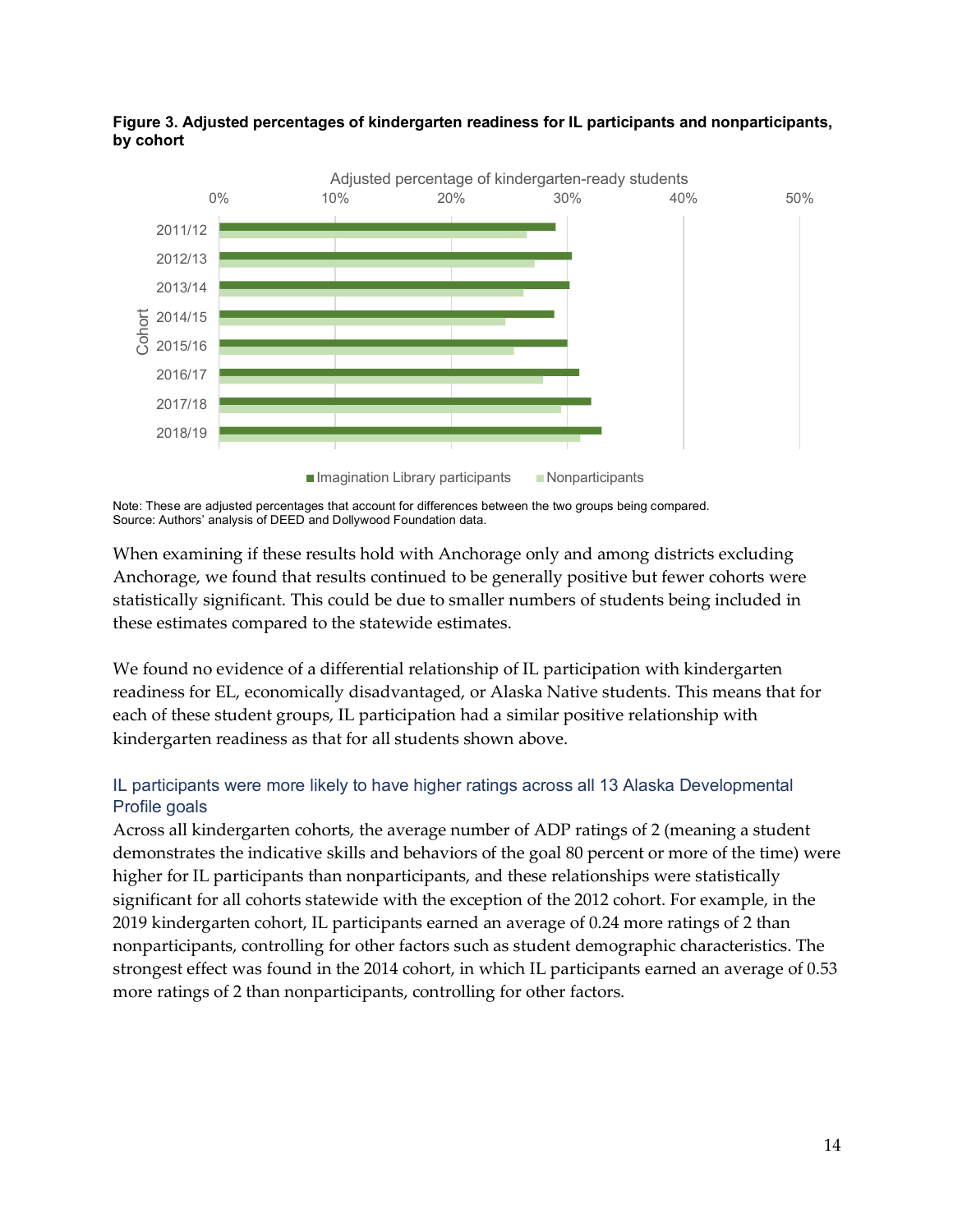**Figure 3. Adjusted percentages of kindergarten readiness for IL participants and nonparticipants, by cohort**

Note: These are adjusted percentages that account for differences between the two groups being compared.
Source: Authors' analysis of DEED and Dollywood Foundation data.

When examining if these results hold with Anchorage only and among districts excluding Anchorage, we found that results continued to be generally positive but fewer cohorts were statistically significant. This could be due to smaller numbers of students being included in these estimates compared to the statewide estimates.

We found no evidence of a differential relationship of IL participation with kindergarten readiness for EL, economically disadvantaged, or Alaska Native students. This means that for each of these student groups, IL participation had a similar positive relationship with kindergarten readiness as that for all students shown above.

### IL participants were more likely to have higher ratings across all 13 Alaska Developmental Profile goals

Across all kindergarten cohorts, the average number of ADP ratings of 2 (meaning a student demonstrates the indicative skills and behaviors of the goal 80 percent or more of the time) were higher for IL participants than nonparticipants, and these relationships were statistically significant for all cohorts statewide with the exception of the 2012 cohort. For example, in the 2019 kindergarten cohort, IL participants earned an average of 0.24 more ratings of 2 than nonparticipants, controlling for other factors such as student demographic characteristics. The strongest effect was found in the 2014 cohort, in which IL participants earned an average of 0.53 more ratings of 2 than nonparticipants, controlling for other factors.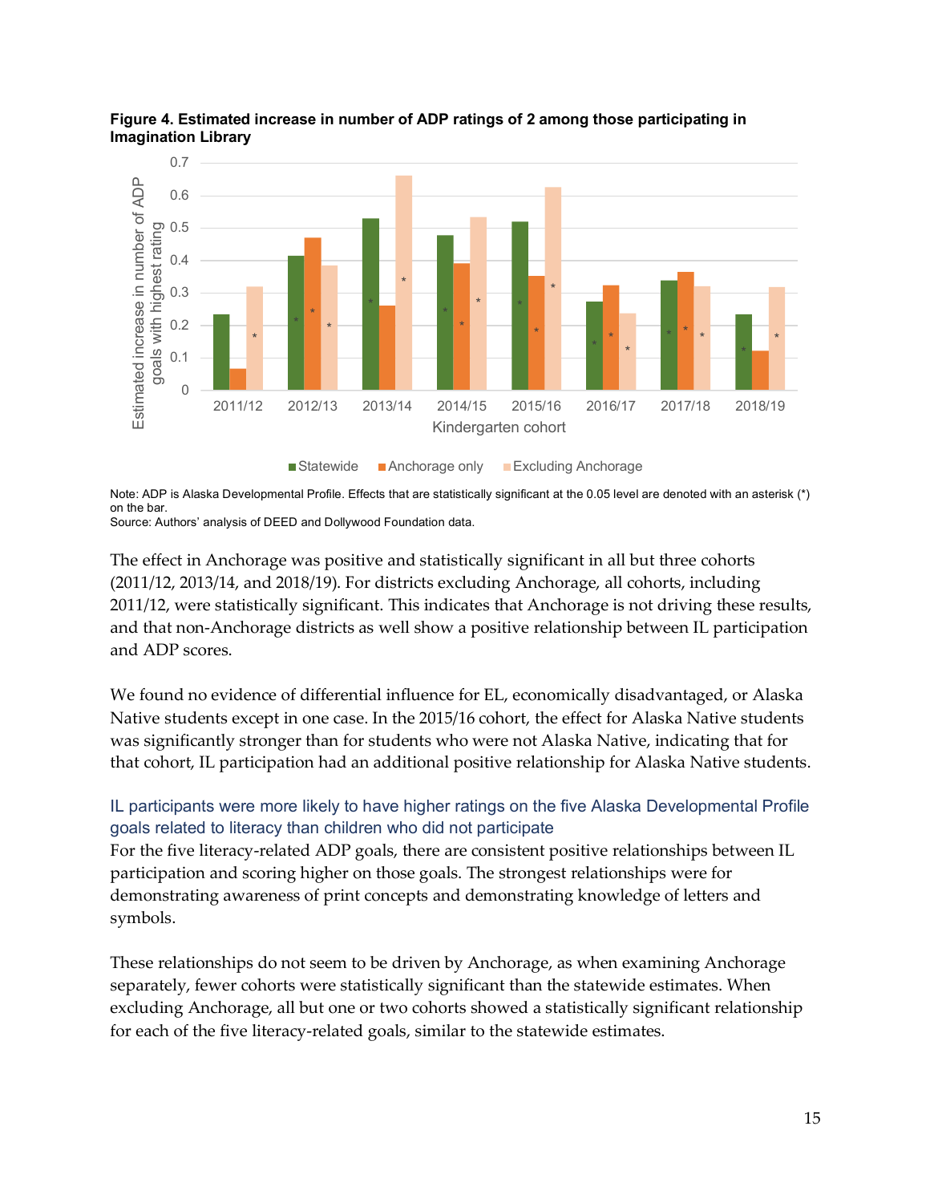**Figure 4. Estimated increase in number of ADP ratings of 2 among those participating in Imagination Library**

Note: ADP is Alaska Developmental Profile. Effects that are statistically significant at the 0.05 level are denoted with an asterisk (*) on the bar.
Source: Authors' analysis of DEED and Dollywood Foundation data.

The effect in Anchorage was positive and statistically significant in all but three cohorts (2011/12, 2013/14, and 2018/19). For districts excluding Anchorage, all cohorts, including 2011/12, were statistically significant. This indicates that Anchorage is not driving these results, and that non-Anchorage districts as well show a positive relationship between IL participation and ADP scores.

We found no evidence of differential influence for EL, economically disadvantaged, or Alaska Native students except in one case. In the 2015/16 cohort, the effect for Alaska Native students was significantly stronger than for students who were not Alaska Native, indicating that for that cohort, IL participation had an additional positive relationship for Alaska Native students.

### IL participants were more likely to have higher ratings on the five Alaska Developmental Profile goals related to literacy than children who did not participate

For the five literacy-related ADP goals, there are consistent positive relationships between IL participation and scoring higher on those goals. The strongest relationships were for demonstrating awareness of print concepts and demonstrating knowledge of letters and symbols.

These relationships do not seem to be driven by Anchorage, as when examining Anchorage separately, fewer cohorts were statistically significant than the statewide estimates. When excluding Anchorage, all but one or two cohorts showed a statistically significant relationship for each of the five literacy-related goals, similar to the statewide estimates.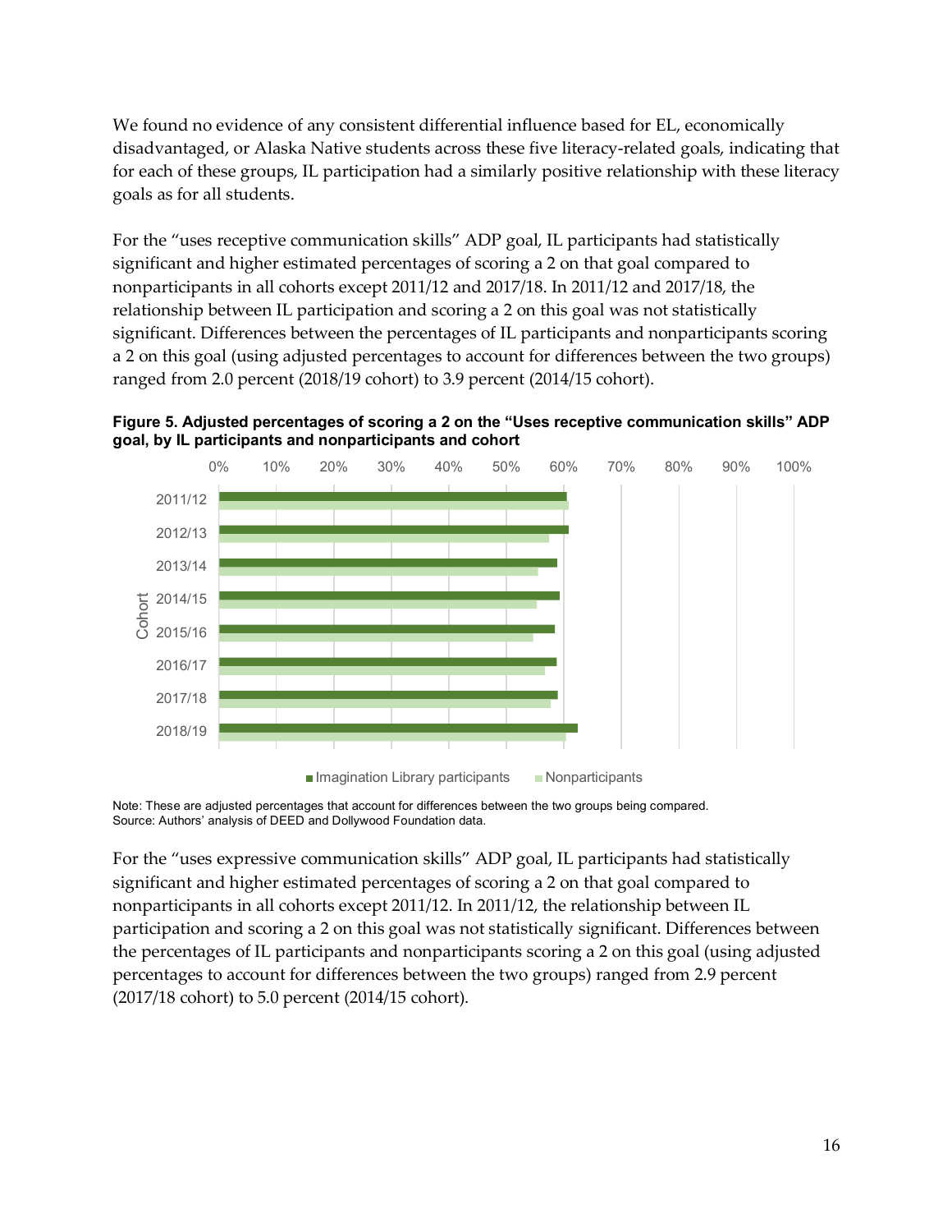We found no evidence of any consistent differential influence based for EL, economically disadvantaged, or Alaska Native students across these five literacy-related goals, indicating that for each of these groups, IL participation had a similarly positive relationship with these literacy goals as for all students.

For the "uses receptive communication skills" ADP goal, IL participants had statistically significant and higher estimated percentages of scoring a 2 on that goal compared to nonparticipants in all cohorts except 2011/12 and 2017/18. In 2011/12 and 2017/18, the relationship between IL participation and scoring a 2 on this goal was not statistically significant. Differences between the percentages of IL participants and nonparticipants scoring a 2 on this goal (using adjusted percentages to account for differences between the two groups) ranged from 2.0 percent (2018/19 cohort) to 3.9 percent (2014/15 cohort).

**Figure 5. Adjusted percentages of scoring a 2 on the "Uses receptive communication skills" ADP goal, by IL participants and nonparticipants and cohort**

Note: These are adjusted percentages that account for differences between the two groups being compared.
Source: Authors' analysis of DEED and Dollywood Foundation data.

For the "uses expressive communication skills" ADP goal, IL participants had statistically significant and higher estimated percentages of scoring a 2 on that goal compared to nonparticipants in all cohorts except 2011/12. In 2011/12, the relationship between IL participation and scoring a 2 on this goal was not statistically significant. Differences between the percentages of IL participants and nonparticipants scoring a 2 on this goal (using adjusted percentages to account for differences between the two groups) ranged from 2.9 percent (2017/18 cohort) to 5.0 percent (2014/15 cohort).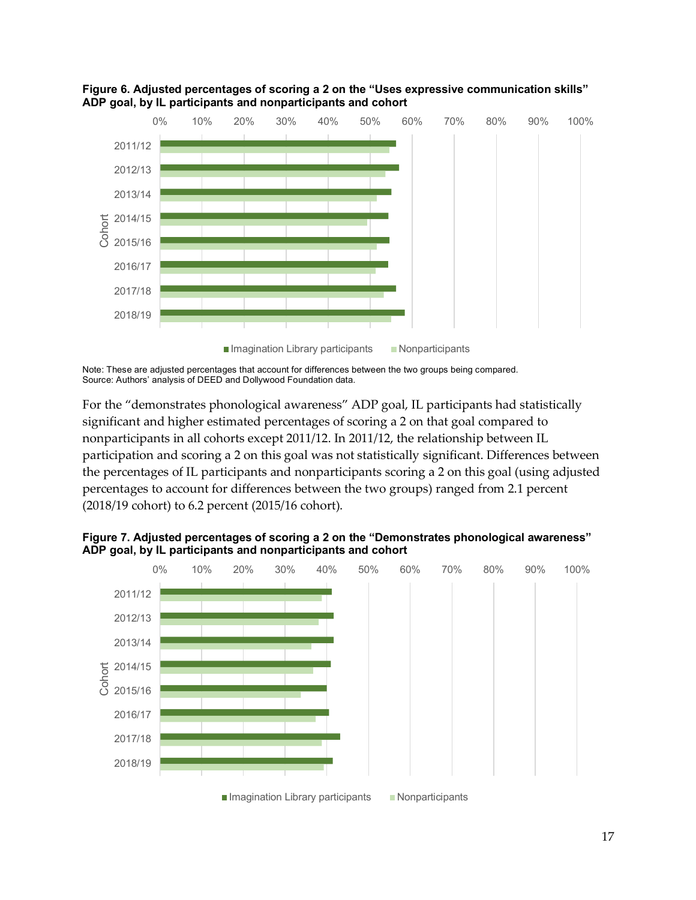**Figure 6. Adjusted percentages of scoring a 2 on the "Uses expressive communication skills" ADP goal, by IL participants and nonparticipants and cohort**

Note: These are adjusted percentages that account for differences between the two groups being compared.
Source: Authors' analysis of DEED and Dollywood Foundation data.

For the "demonstrates phonological awareness" ADP goal, IL participants had statistically significant and higher estimated percentages of scoring a 2 on that goal compared to nonparticipants in all cohorts except 2011/12. In 2011/12, the relationship between IL participation and scoring a 2 on this goal was not statistically significant. Differences between the percentages of IL participants and nonparticipants scoring a 2 on this goal (using adjusted percentages to account for differences between the two groups) ranged from 2.1 percent (2018/19 cohort) to 6.2 percent (2015/16 cohort).

**Figure 7. Adjusted percentages of scoring a 2 on the "Demonstrates phonological awareness" ADP goal, by IL participants and nonparticipants and cohort**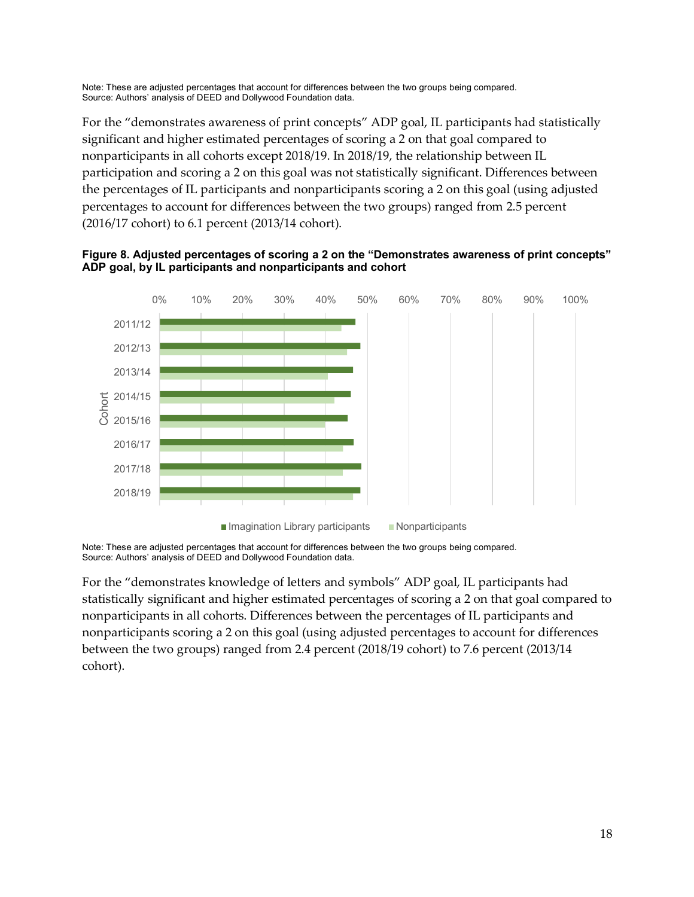Note: These are adjusted percentages that account for differences between the two groups being compared.
Source: Authors' analysis of DEED and Dollywood Foundation data.

For the "demonstrates awareness of print concepts" ADP goal, IL participants had statistically significant and higher estimated percentages of scoring a 2 on that goal compared to nonparticipants in all cohorts except 2018/19. In 2018/19, the relationship between IL participation and scoring a 2 on this goal was not statistically significant. Differences between the percentages of IL participants and nonparticipants scoring a 2 on this goal (using adjusted percentages to account for differences between the two groups) ranged from 2.5 percent (2016/17 cohort) to 6.1 percent (2013/14 cohort).

**Figure 8. Adjusted percentages of scoring a 2 on the "Demonstrates awareness of print concepts" ADP goal, by IL participants and nonparticipants and cohort**

Note: These are adjusted percentages that account for differences between the two groups being compared.
Source: Authors' analysis of DEED and Dollywood Foundation data.

For the "demonstrates knowledge of letters and symbols" ADP goal, IL participants had statistically significant and higher estimated percentages of scoring a 2 on that goal compared to nonparticipants in all cohorts. Differences between the percentages of IL participants and nonparticipants scoring a 2 on this goal (using adjusted percentages to account for differences between the two groups) ranged from 2.4 percent (2018/19 cohort) to 7.6 percent (2013/14 cohort).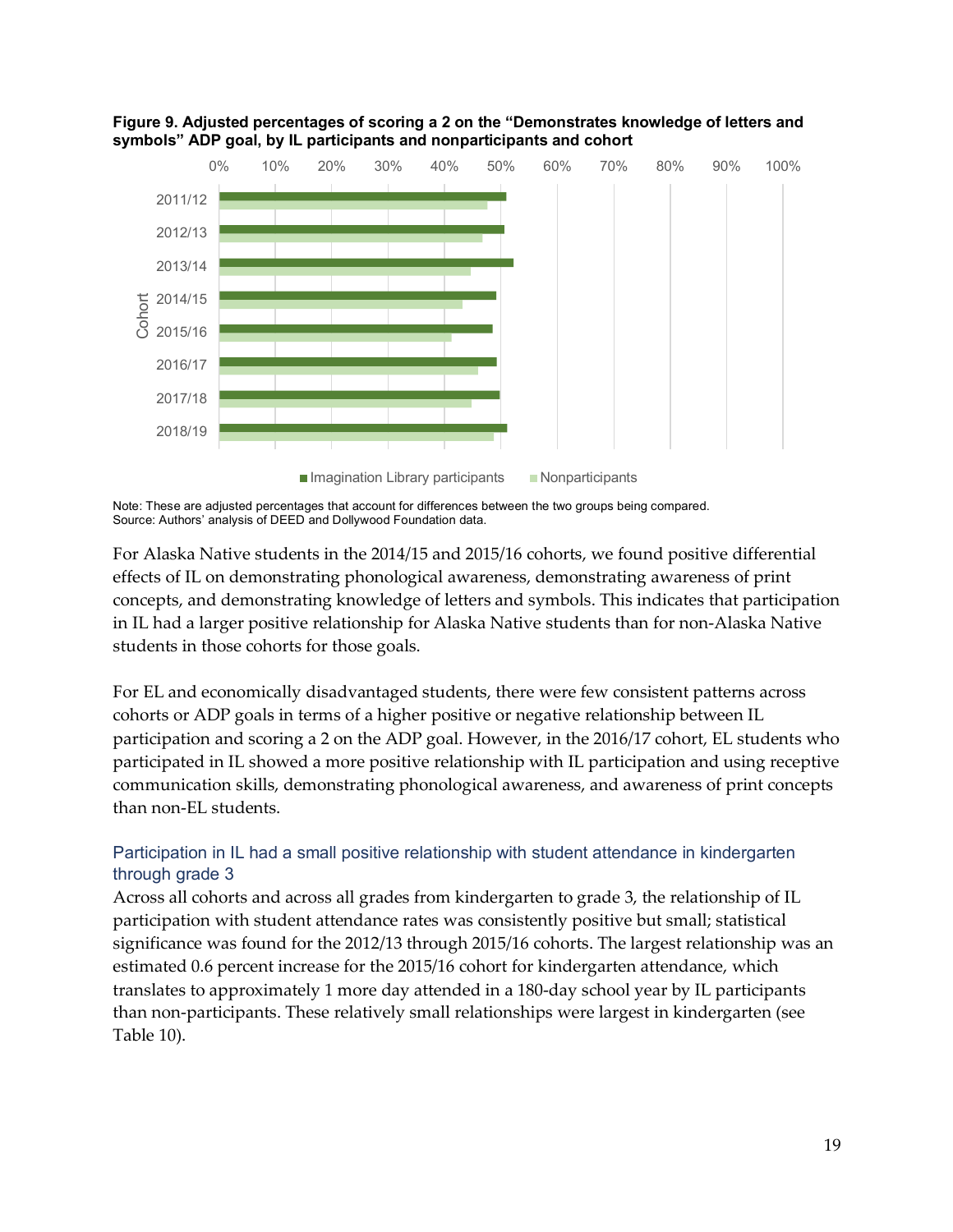**Figure 9. Adjusted percentages of scoring a 2 on the "Demonstrates knowledge of letters and symbols" ADP goal, by IL participants and nonparticipants and cohort**

Note: These are adjusted percentages that account for differences between the two groups being compared.
Source: Authors' analysis of DEED and Dollywood Foundation data.

For Alaska Native students in the 2014/15 and 2015/16 cohorts, we found positive differential effects of IL on demonstrating phonological awareness, demonstrating awareness of print concepts, and demonstrating knowledge of letters and symbols. This indicates that participation in IL had a larger positive relationship for Alaska Native students than for non-Alaska Native students in those cohorts for those goals.

For EL and economically disadvantaged students, there were few consistent patterns across cohorts or ADP goals in terms of a higher positive or negative relationship between IL participation and scoring a 2 on the ADP goal. However, in the 2016/17 cohort, EL students who participated in IL showed a more positive relationship with IL participation and using receptive communication skills, demonstrating phonological awareness, and awareness of print concepts than non-EL students.

### Participation in IL had a small positive relationship with student attendance in kindergarten through grade 3

Across all cohorts and across all grades from kindergarten to grade 3, the relationship of IL participation with student attendance rates was consistently positive but small; statistical significance was found for the 2012/13 through 2015/16 cohorts. The largest relationship was an estimated 0.6 percent increase for the 2015/16 cohort for kindergarten attendance, which translates to approximately 1 more day attended in a 180-day school year by IL participants than non-participants. These relatively small relationships were largest in kindergarten (see Table 10).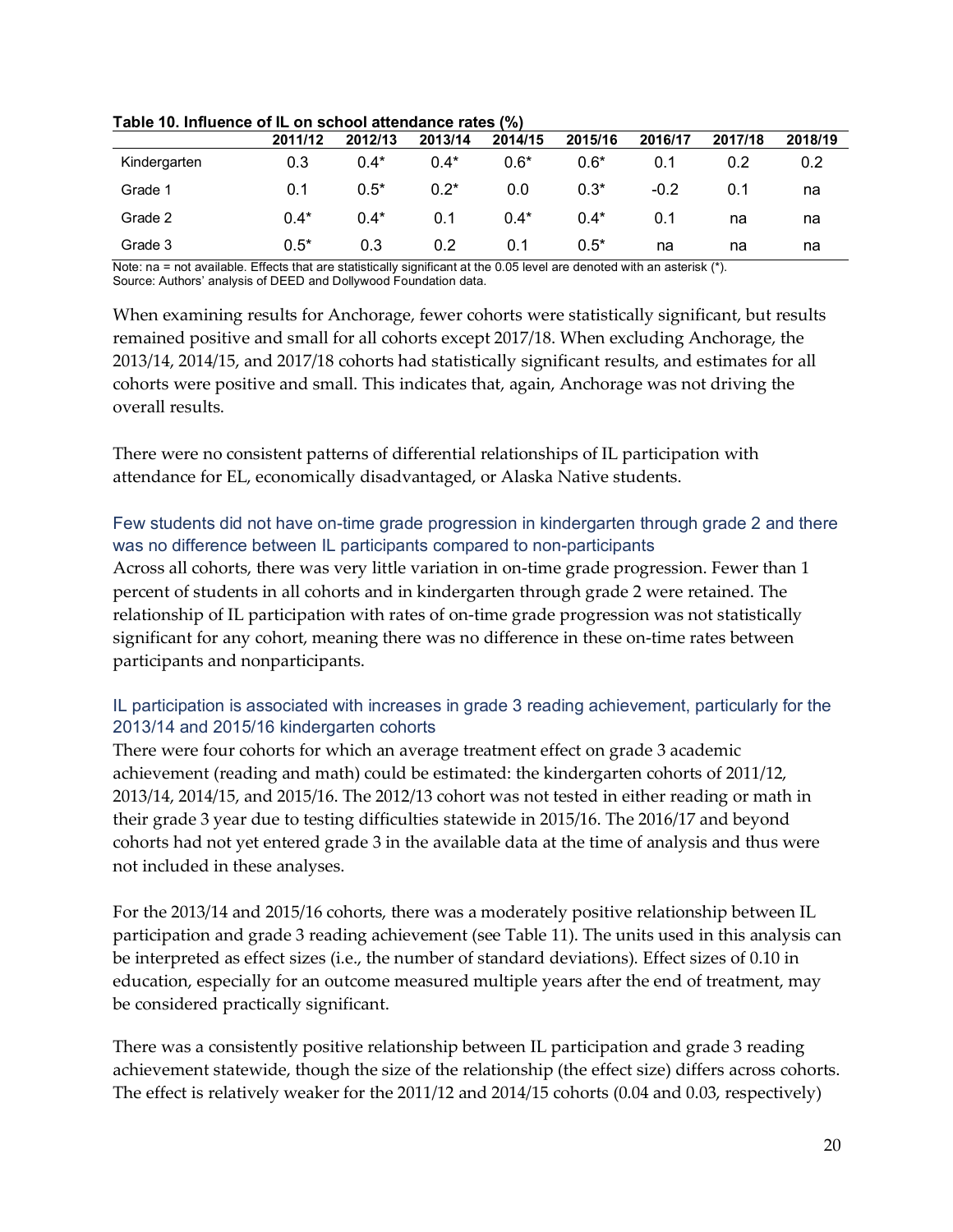**Table 10. Influence of IL on school attendance rates (%)**

| | 2011/12 | 2012/13 | 2013/14 | 2014/15 | 2015/16 | 2016/17 | 2017/18 | 2018/19 |
|---|---|---|---|---|---|---|---|---|
| Kindergarten | 0.3 | 0.4* | 0.4* | 0.6* | 0.6* | 0.1 | 0.2 | 0.2 |
| Grade 1 | 0.1 | 0.5* | 0.2* | 0.0 | 0.3* | -0.2 | 0.1 | na |
| Grade 2 | 0.4* | 0.4* | 0.1 | 0.4* | 0.4* | 0.1 | na | na |
| Grade 3 | 0.5* | 0.3 | 0.2 | 0.1 | 0.5* | na | na | na |

Note: na = not available. Effects that are statistically significant at the 0.05 level are denoted with an asterisk (*).
Source: Authors' analysis of DEED and Dollywood Foundation data.

When examining results for Anchorage, fewer cohorts were statistically significant, but results remained positive and small for all cohorts except 2017/18. When excluding Anchorage, the 2013/14, 2014/15, and 2017/18 cohorts had statistically significant results, and estimates for all cohorts were positive and small. This indicates that, again, Anchorage was not driving the overall results.

There were no consistent patterns of differential relationships of IL participation with attendance for EL, economically disadvantaged, or Alaska Native students.

### Few students did not have on-time grade progression in kindergarten through grade 2 and there was no difference between IL participants compared to non-participants

Across all cohorts, there was very little variation in on-time grade progression. Fewer than 1 percent of students in all cohorts and in kindergarten through grade 2 were retained. The relationship of IL participation with rates of on-time grade progression was not statistically significant for any cohort, meaning there was no difference in these on-time rates between participants and nonparticipants.

### IL participation is associated with increases in grade 3 reading achievement, particularly for the 2013/14 and 2015/16 kindergarten cohorts

There were four cohorts for which an average treatment effect on grade 3 academic achievement (reading and math) could be estimated: the kindergarten cohorts of 2011/12, 2013/14, 2014/15, and 2015/16. The 2012/13 cohort was not tested in either reading or math in their grade 3 year due to testing difficulties statewide in 2015/16. The 2016/17 and beyond cohorts had not yet entered grade 3 in the available data at the time of analysis and thus were not included in these analyses.

For the 2013/14 and 2015/16 cohorts, there was a moderately positive relationship between IL participation and grade 3 reading achievement (see Table 11). The units used in this analysis can be interpreted as effect sizes (i.e., the number of standard deviations). Effect sizes of 0.10 in education, especially for an outcome measured multiple years after the end of treatment, may be considered practically significant.

There was a consistently positive relationship between IL participation and grade 3 reading achievement statewide, though the size of the relationship (the effect size) differs across cohorts. The effect is relatively weaker for the 2011/12 and 2014/15 cohorts (0.04 and 0.03, respectively)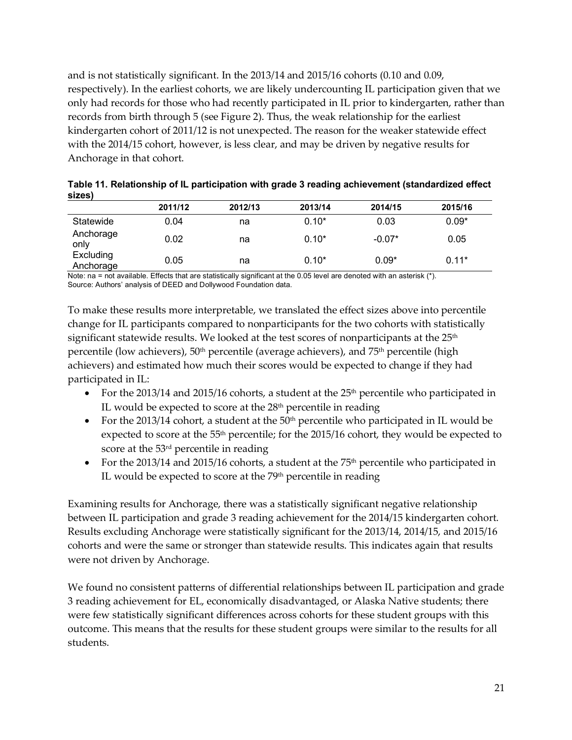and is not statistically significant. In the 2013/14 and 2015/16 cohorts (0.10 and 0.09, respectively). In the earliest cohorts, we are likely undercounting IL participation given that we only had records for those who had recently participated in IL prior to kindergarten, rather than records from birth through 5 (see Figure 2). Thus, the weak relationship for the earliest kindergarten cohort of 2011/12 is not unexpected. The reason for the weaker statewide effect with the 2014/15 cohort, however, is less clear, and may be driven by negative results for Anchorage in that cohort.

**Table 11. Relationship of IL participation with grade 3 reading achievement (standardized effect sizes)**

| | 2011/12 | 2012/13 | 2013/14 | 2014/15 | 2015/16 |
|---|---|---|---|---|---|
| Statewide | 0.04 | na | 0.10* | 0.03 | 0.09* |
| Anchorage only | 0.02 | na | 0.10* | -0.07* | 0.05 |
| Excluding Anchorage | 0.05 | na | 0.10* | 0.09* | 0.11* |

Note: na = not available. Effects that are statistically significant at the 0.05 level are denoted with an asterisk (*).
Source: Authors' analysis of DEED and Dollywood Foundation data.

To make these results more interpretable, we translated the effect sizes above into percentile change for IL participants compared to nonparticipants for the two cohorts with statistically significant statewide results. We looked at the test scores of nonparticipants at the 25th percentile (low achievers), 50th percentile (average achievers), and 75th percentile (high achievers) and estimated how much their scores would be expected to change if they had participated in IL:

- For the 2013/14 and 2015/16 cohorts, a student at the 25th percentile who participated in IL would be expected to score at the 28th percentile in reading
- For the 2013/14 cohort, a student at the 50th percentile who participated in IL would be expected to score at the 55th percentile; for the 2015/16 cohort, they would be expected to score at the 53rd percentile in reading
- For the 2013/14 and 2015/16 cohorts, a student at the 75th percentile who participated in IL would be expected to score at the 79th percentile in reading

Examining results for Anchorage, there was a statistically significant negative relationship between IL participation and grade 3 reading achievement for the 2014/15 kindergarten cohort. Results excluding Anchorage were statistically significant for the 2013/14, 2014/15, and 2015/16 cohorts and were the same or stronger than statewide results. This indicates again that results were not driven by Anchorage.

We found no consistent patterns of differential relationships between IL participation and grade 3 reading achievement for EL, economically disadvantaged, or Alaska Native students; there were few statistically significant differences across cohorts for these student groups with this outcome. This means that the results for these student groups were similar to the results for all students.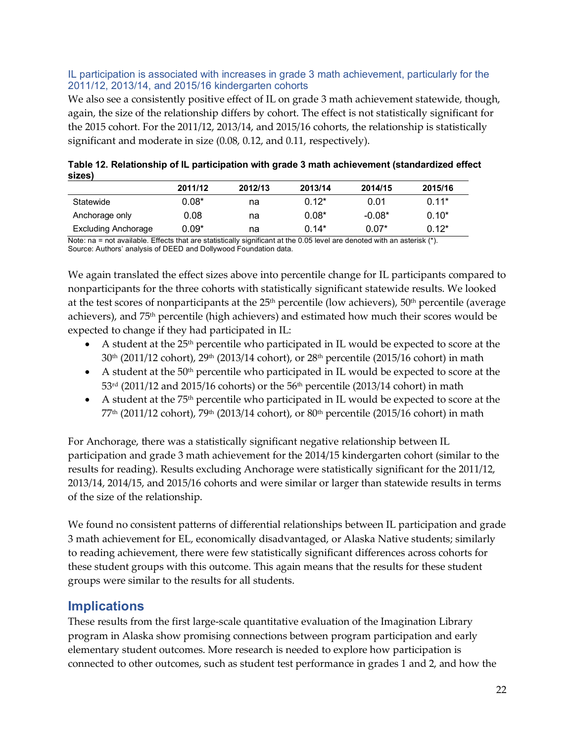### IL participation is associated with increases in grade 3 math achievement, particularly for the 2011/12, 2013/14, and 2015/16 kindergarten cohorts

We also see a consistently positive effect of IL on grade 3 math achievement statewide, though, again, the size of the relationship differs by cohort. The effect is not statistically significant for the 2015 cohort. For the 2011/12, 2013/14, and 2015/16 cohorts, the relationship is statistically significant and moderate in size (0.08, 0.12, and 0.11, respectively).

**Table 12. Relationship of IL participation with grade 3 math achievement (standardized effect sizes)**

| | 2011/12 | 2012/13 | 2013/14 | 2014/15 | 2015/16 |
|---|---|---|---|---|---|
| Statewide | 0.08* | na | 0.12* | 0.01 | 0.11* |
| Anchorage only | 0.08 | na | 0.08* | -0.08* | 0.10* |
| Excluding Anchorage | 0.09* | na | 0.14* | 0.07* | 0.12* |

Note: na = not available. Effects that are statistically significant at the 0.05 level are denoted with an asterisk (*).
Source: Authors' analysis of DEED and Dollywood Foundation data.

We again translated the effect sizes above into percentile change for IL participants compared to nonparticipants for the three cohorts with statistically significant statewide results. We looked at the test scores of nonparticipants at the 25th percentile (low achievers), 50th percentile (average achievers), and 75th percentile (high achievers) and estimated how much their scores would be expected to change if they had participated in IL:

- A student at the 25th percentile who participated in IL would be expected to score at the 30th (2011/12 cohort), 29th (2013/14 cohort), or 28th percentile (2015/16 cohort) in math
- A student at the 50th percentile who participated in IL would be expected to score at the 53rd (2011/12 and 2015/16 cohorts) or the 56th percentile (2013/14 cohort) in math
- A student at the 75th percentile who participated in IL would be expected to score at the 77th (2011/12 cohort), 79th (2013/14 cohort), or 80th percentile (2015/16 cohort) in math

For Anchorage, there was a statistically significant negative relationship between IL participation and grade 3 math achievement for the 2014/15 kindergarten cohort (similar to the results for reading). Results excluding Anchorage were statistically significant for the 2011/12, 2013/14, 2014/15, and 2015/16 cohorts and were similar or larger than statewide results in terms of the size of the relationship.

We found no consistent patterns of differential relationships between IL participation and grade 3 math achievement for EL, economically disadvantaged, or Alaska Native students; similarly to reading achievement, there were few statistically significant differences across cohorts for these student groups with this outcome. This again means that the results for these student groups were similar to the results for all students.

## Implications

These results from the first large-scale quantitative evaluation of the Imagination Library program in Alaska show promising connections between program participation and early elementary student outcomes. More research is needed to explore how participation is connected to other outcomes, such as student test performance in grades 1 and 2, and how the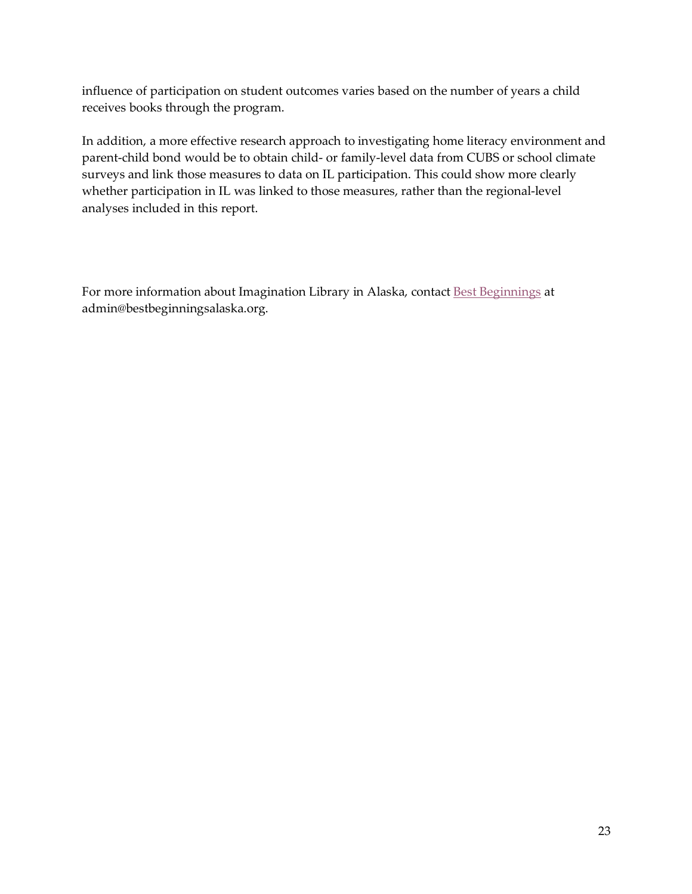influence of participation on student outcomes varies based on the number of years a child receives books through the program.

In addition, a more effective research approach to investigating home literacy environment and parent-child bond would be to obtain child- or family-level data from CUBS or school climate surveys and link those measures to data on IL participation. This could show more clearly whether participation in IL was linked to those measures, rather than the regional-level analyses included in this report.

For more information about Imagination Library in Alaska, contact Best Beginnings at admin@bestbeginningsalaska.org.